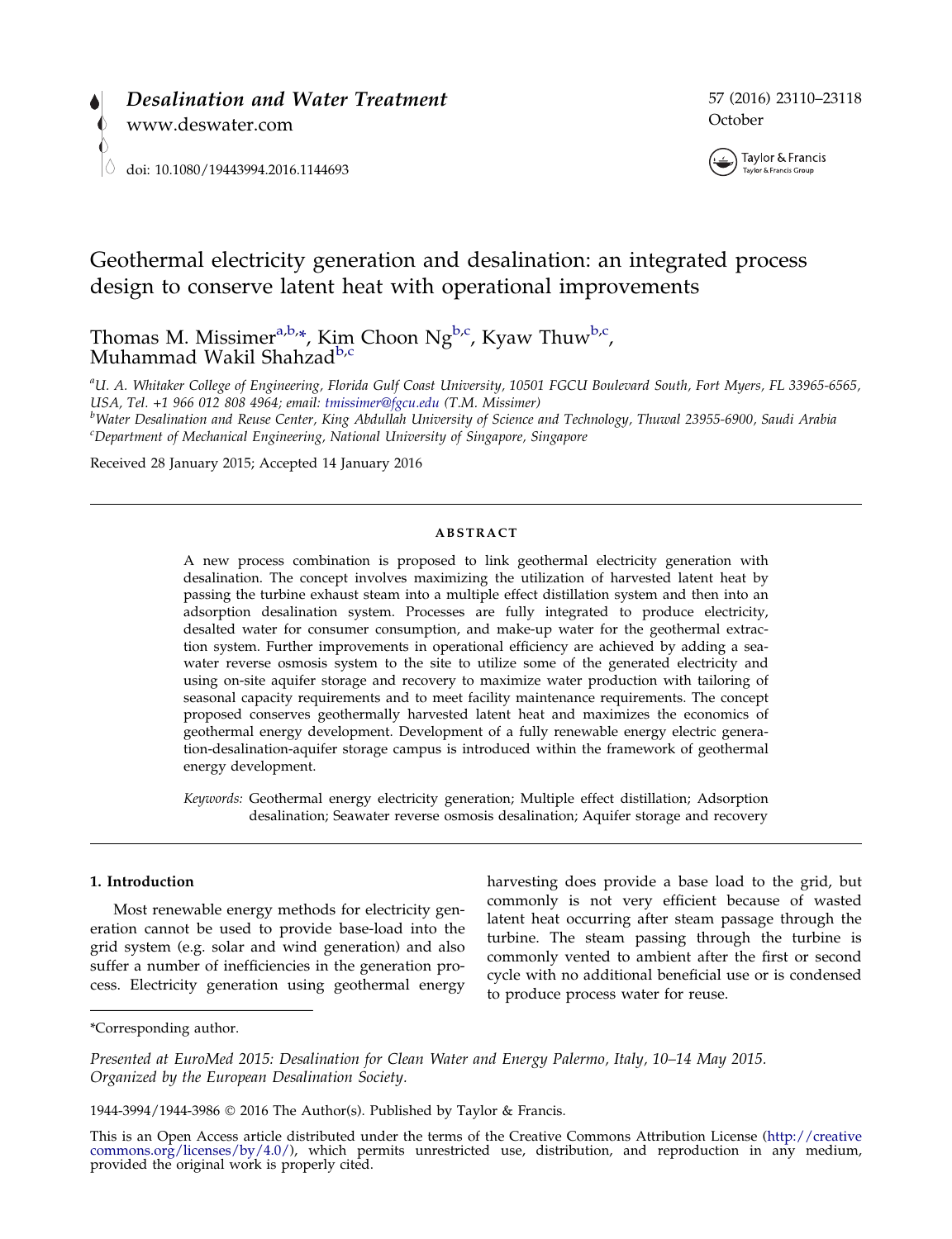# Geothermal electricity generation and desalination: an integrated process design to conserve latent heat with operational improvements

Thomas M. Missimer[a,b,*], Kim Choon Ng[b,c], Kyaw Thuw[b,c], Muhammad Wakil Shahzad[b,c]

[a] *U. A. Whitaker College of Engineering, Florida Gulf Coast University, 10501 FGCU Boulevard South, Fort Myers, FL 33965-6565, USA, Tel. +1 966 012 808 4964; email: tmissimer@fgcu.edu (T.M. Missimer)*

[b] *Water Desalination and Reuse Center, King Abdullah University of Science and Technology, Thuwal 23955-6900, Saudi Arabia*

[c] *Department of Mechanical Engineering, National University of Singapore, Singapore*

Received 28 January 2015; Accepted 14 January 2016

## ABSTRACT

A new process combination is proposed to link geothermal electricity generation with desalination. The concept involves maximizing the utilization of harvested latent heat by passing the turbine exhaust steam into a multiple effect distillation system and then into an adsorption desalination system. Processes are fully integrated to produce electricity, desalted water for consumer consumption, and make-up water for the geothermal extraction system. Further improvements in operational efficiency are achieved by adding a seawater reverse osmosis system to the site to utilize some of the generated electricity and using on-site aquifer storage and recovery to maximize water production with tailoring of seasonal capacity requirements and to meet facility maintenance requirements. The concept proposed conserves geothermally harvested latent heat and maximizes the economics of geothermal energy development. Development of a fully renewable energy electric generation-desalination-aquifer storage campus is introduced within the framework of geothermal energy development.

*Keywords:* Geothermal energy electricity generation; Multiple effect distillation; Adsorption desalination; Seawater reverse osmosis desalination; Aquifer storage and recovery

## 1. Introduction

Most renewable energy methods for electricity generation cannot be used to provide base-load into the grid system (e.g. solar and wind generation) and also suffer a number of inefficiencies in the generation process. Electricity generation using geothermal energy harvesting does provide a base load to the grid, but commonly is not very efficient because of wasted latent heat occurring after steam passage through the turbine. The steam passing through the turbine is commonly vented to ambient after the first or second cycle with no additional beneficial use or is condensed to produce process water for reuse.

*Corresponding author.

*Presented at EuroMed 2015: Desalination for Clean Water and Energy Palermo, Italy, 10–14 May 2015. Organized by the European Desalination Society.*

1944-3994/1944-3986 © 2016 The Author(s). Published by Taylor & Francis.

This is an Open Access article distributed under the terms of the Creative Commons Attribution License (http://creativecommons.org/licenses/by/4.0/), which permits unrestricted use, distribution, and reproduction in any medium, provided the original work is properly cited.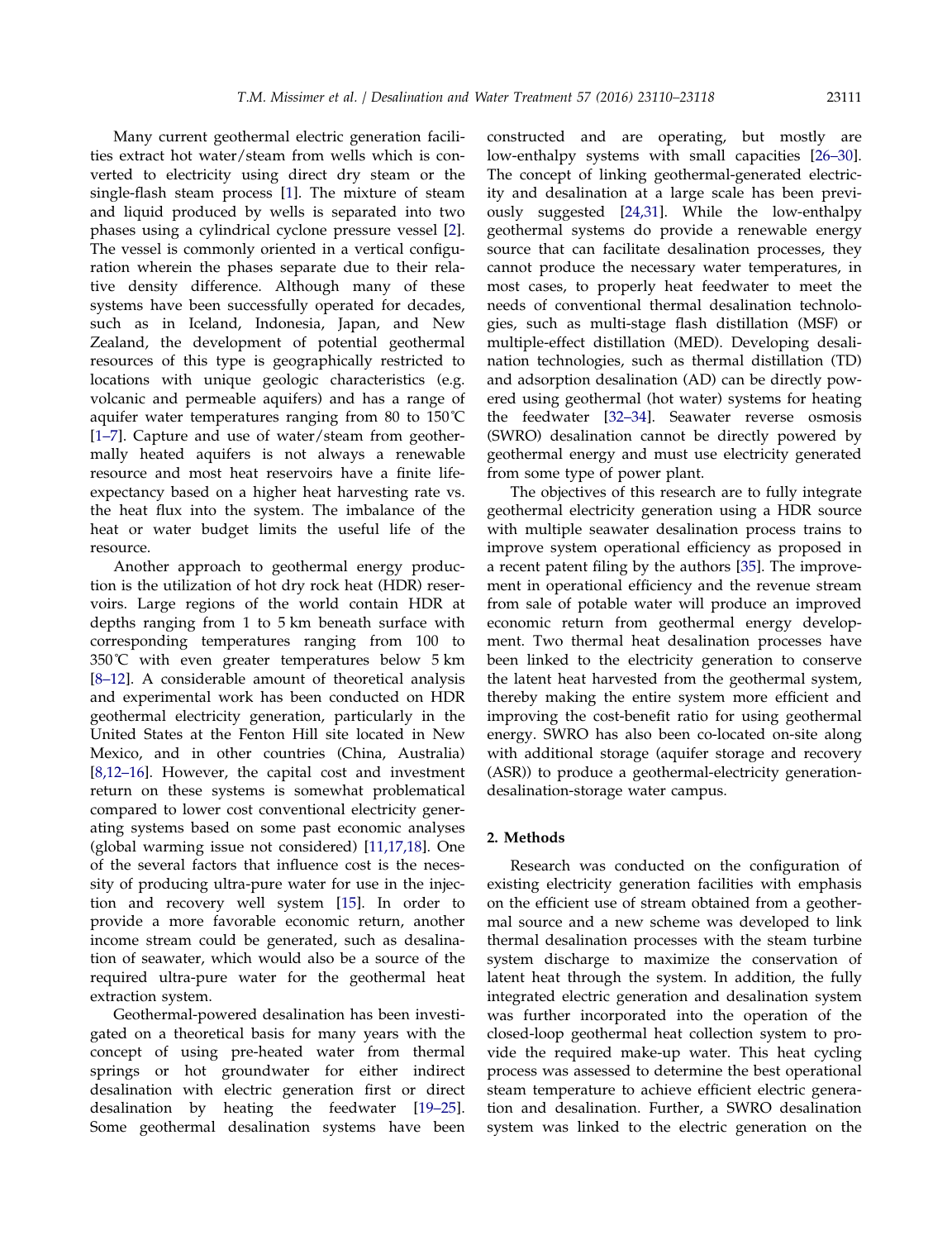Many current geothermal electric generation facilities extract hot water/steam from wells which is converted to electricity using direct dry steam or the single-flash steam process [1]. The mixture of steam and liquid produced by wells is separated into two phases using a cylindrical cyclone pressure vessel [2]. The vessel is commonly oriented in a vertical configuration wherein the phases separate due to their relative density difference. Although many of these systems have been successfully operated for decades, such as in Iceland, Indonesia, Japan, and New Zealand, the development of potential geothermal resources of this type is geographically restricted to locations with unique geologic characteristics (e.g. volcanic and permeable aquifers) and has a range of aquifer water temperatures ranging from 80 to 150˚C [1–7]. Capture and use of water/steam from geothermally heated aquifers is not always a renewable resource and most heat reservoirs have a finite life-expectancy based on a higher heat harvesting rate vs. the heat flux into the system. The imbalance of the heat or water budget limits the useful life of the resource.

Another approach to geothermal energy production is the utilization of hot dry rock heat (HDR) reservoirs. Large regions of the world contain HDR at depths ranging from 1 to 5 km beneath surface with corresponding temperatures ranging from 100 to 350˚C with even greater temperatures below 5 km [8–12]. A considerable amount of theoretical analysis and experimental work has been conducted on HDR geothermal electricity generation, particularly in the United States at the Fenton Hill site located in New Mexico, and in other countries (China, Australia) [8,12–16]. However, the capital cost and investment return on these systems is somewhat problematical compared to lower cost conventional electricity generating systems based on some past economic analyses (global warming issue not considered) [11,17,18]. One of the several factors that influence cost is the necessity of producing ultra-pure water for use in the injection and recovery well system [15]. In order to provide a more favorable economic return, another income stream could be generated, such as desalination of seawater, which would also be a source of the required ultra-pure water for the geothermal heat extraction system.

Geothermal-powered desalination has been investigated on a theoretical basis for many years with the concept of using pre-heated water from thermal springs or hot groundwater for either indirect desalination with electric generation first or direct desalination by heating the feedwater [19–25]. Some geothermal desalination systems have been constructed and are operating, but mostly are low-enthalpy systems with small capacities [26–30]. The concept of linking geothermal-generated electricity and desalination at a large scale has been previously suggested [24,31]. While the low-enthalpy geothermal systems do provide a renewable energy source that can facilitate desalination processes, they cannot produce the necessary water temperatures, in most cases, to properly heat feedwater to meet the needs of conventional thermal desalination technologies, such as multi-stage flash distillation (MSF) or multiple-effect distillation (MED). Developing desalination technologies, such as thermal distillation (TD) and adsorption desalination (AD) can be directly powered using geothermal (hot water) systems for heating the feedwater [32–34]. Seawater reverse osmosis (SWRO) desalination cannot be directly powered by geothermal energy and must use electricity generated from some type of power plant.

The objectives of this research are to fully integrate geothermal electricity generation using a HDR source with multiple seawater desalination process trains to improve system operational efficiency as proposed in a recent patent filing by the authors [35]. The improvement in operational efficiency and the revenue stream from sale of potable water will produce an improved economic return from geothermal energy development. Two thermal heat desalination processes have been linked to the electricity generation to conserve the latent heat harvested from the geothermal system, thereby making the entire system more efficient and improving the cost-benefit ratio for using geothermal energy. SWRO has also been co-located on-site along with additional storage (aquifer storage and recovery (ASR)) to produce a geothermal-electricity generation-desalination-storage water campus.

## 2. Methods

Research was conducted on the configuration of existing electricity generation facilities with emphasis on the efficient use of stream obtained from a geothermal source and a new scheme was developed to link thermal desalination processes with the steam turbine system discharge to maximize the conservation of latent heat through the system. In addition, the fully integrated electric generation and desalination system was further incorporated into the operation of the closed-loop geothermal heat collection system to provide the required make-up water. This heat cycling process was assessed to determine the best operational steam temperature to achieve efficient electric generation and desalination. Further, a SWRO desalination system was linked to the electric generation on the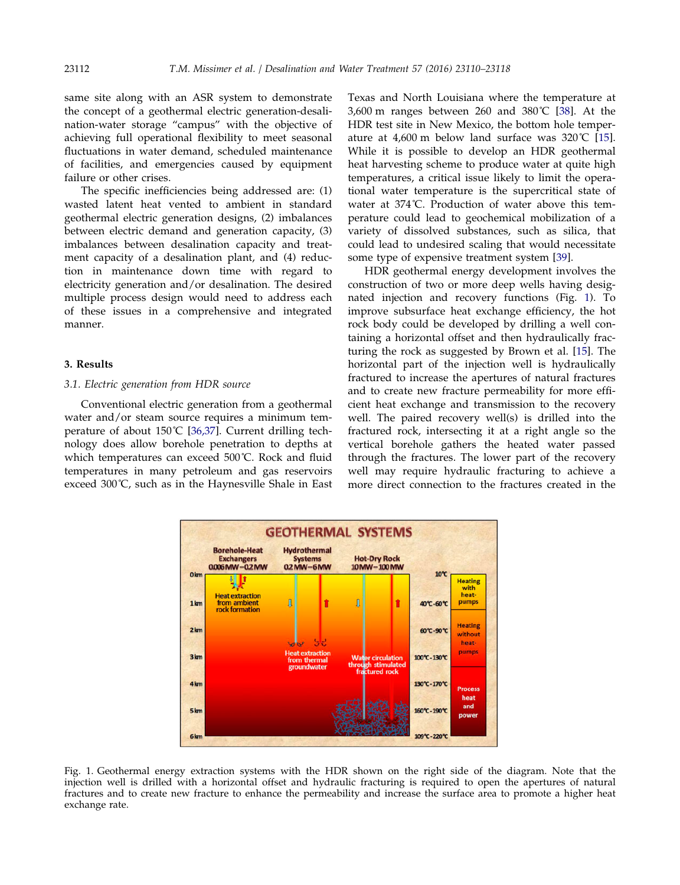same site along with an ASR system to demonstrate the concept of a geothermal electric generation-desalination-water storage "campus" with the objective of achieving full operational flexibility to meet seasonal fluctuations in water demand, scheduled maintenance of facilities, and emergencies caused by equipment failure or other crises.

The specific inefficiencies being addressed are: (1) wasted latent heat vented to ambient in standard geothermal electric generation designs, (2) imbalances between electric demand and generation capacity, (3) imbalances between desalination capacity and treatment capacity of a desalination plant, and (4) reduction in maintenance down time with regard to electricity generation and/or desalination. The desired multiple process design would need to address each of these issues in a comprehensive and integrated manner.

## 3. Results

### 3.1. Electric generation from HDR source

Conventional electric generation from a geothermal water and/or steam source requires a minimum temperature of about 150°C [36,37]. Current drilling technology does allow borehole penetration to depths at which temperatures can exceed 500°C. Rock and fluid temperatures in many petroleum and gas reservoirs exceed 300°C, such as in the Haynesville Shale in East Texas and North Louisiana where the temperature at 3,600 m ranges between 260 and 380°C [38]. At the HDR test site in New Mexico, the bottom hole temperature at 4,600 m below land surface was 320°C [15]. While it is possible to develop an HDR geothermal heat harvesting scheme to produce water at quite high temperatures, a critical issue likely to limit the operational water temperature is the supercritical state of water at 374°C. Production of water above this temperature could lead to geochemical mobilization of a variety of dissolved substances, such as silica, that could lead to undesired scaling that would necessitate some type of expensive treatment system [39].

HDR geothermal energy development involves the construction of two or more deep wells having designated injection and recovery functions (Fig. 1). To improve subsurface heat exchange efficiency, the hot rock body could be developed by drilling a well containing a horizontal offset and then hydraulically fracturing the rock as suggested by Brown et al. [15]. The horizontal part of the injection well is hydraulically fractured to increase the apertures of natural fractures and to create new fracture permeability for more efficient heat exchange and transmission to the recovery well. The paired recovery well(s) is drilled into the fractured rock, intersecting it at a right angle so the vertical borehole gathers the heated water passed through the fractures. The lower part of the recovery well may require hydraulic fracturing to achieve a more direct connection to the fractures created in the

Fig. 1. Geothermal energy extraction systems with the HDR shown on the right side of the diagram. Note that the injection well is drilled with a horizontal offset and hydraulic fracturing is required to open the apertures of natural fractures and to create new fracture to enhance the permeability and increase the surface area to promote a higher heat exchange rate.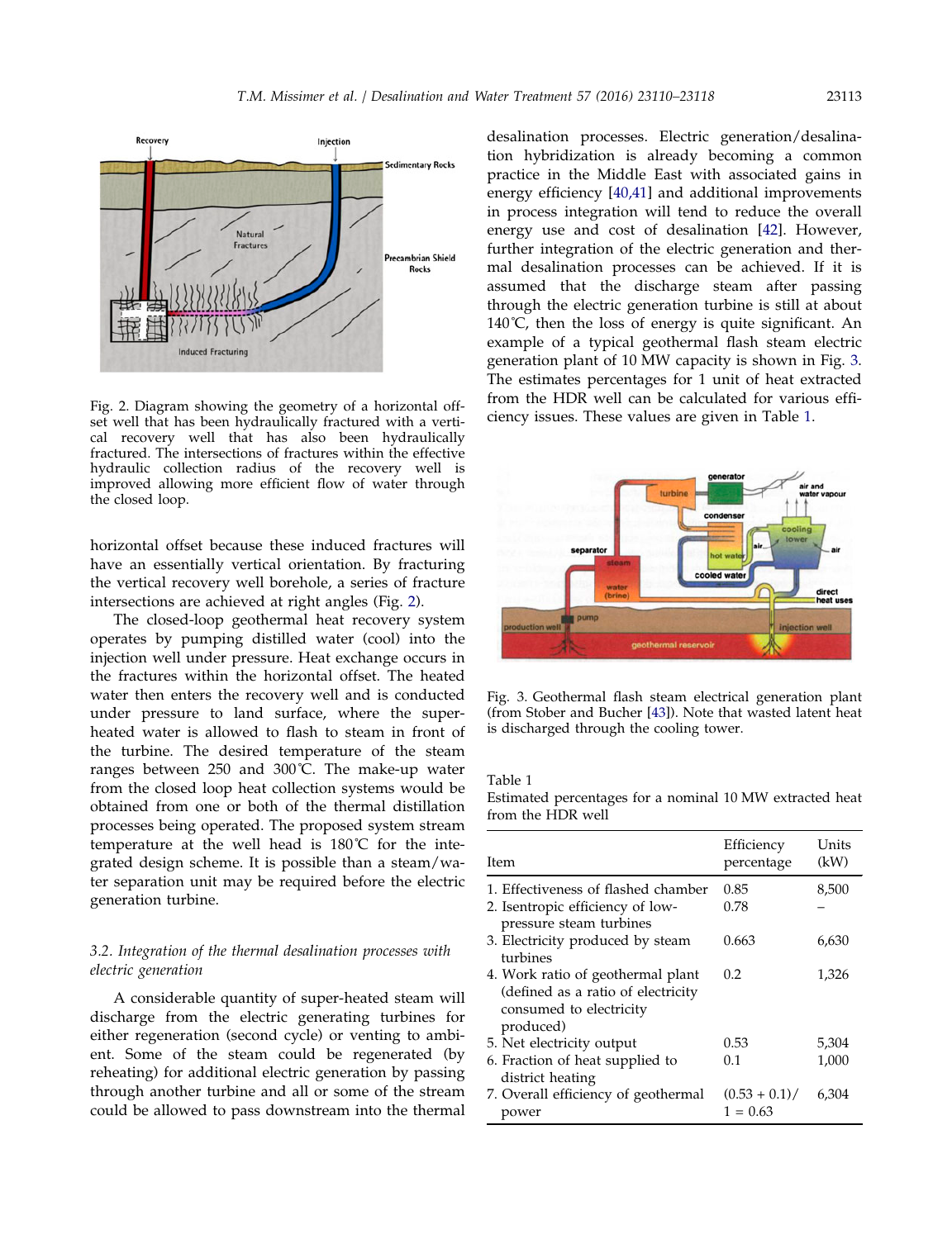Fig. 2. Diagram showing the geometry of a horizontal offset well that has been hydraulically fractured with a vertical recovery well that has also been hydraulically fractured. The intersections of fractures within the effective hydraulic collection radius of the recovery well is improved allowing more efficient flow of water through the closed loop.

horizontal offset because these induced fractures will have an essentially vertical orientation. By fracturing the vertical recovery well borehole, a series of fracture intersections are achieved at right angles (Fig. 2).

The closed-loop geothermal heat recovery system operates by pumping distilled water (cool) into the injection well under pressure. Heat exchange occurs in the fractures within the horizontal offset. The heated water then enters the recovery well and is conducted under pressure to land surface, where the superheated water is allowed to flash to steam in front of the turbine. The desired temperature of the steam ranges between 250 and 300˚C. The make-up water from the closed loop heat collection systems would be obtained from one or both of the thermal distillation processes being operated. The proposed system stream temperature at the well head is 180˚C for the integrated design scheme. It is possible than a steam/water separation unit may be required before the electric generation turbine.

### 3.2. Integration of the thermal desalination processes with electric generation

A considerable quantity of super-heated steam will discharge from the electric generating turbines for either regeneration (second cycle) or venting to ambient. Some of the steam could be regenerated (by reheating) for additional electric generation by passing through another turbine and all or some of the stream could be allowed to pass downstream into the thermal desalination processes. Electric generation/desalination hybridization is already becoming a common practice in the Middle East with associated gains in energy efficiency [40,41] and additional improvements in process integration will tend to reduce the overall energy use and cost of desalination [42]. However, further integration of the electric generation and thermal desalination processes can be achieved. If it is assumed that the discharge steam after passing through the electric generation turbine is still at about 140˚C, then the loss of energy is quite significant. An example of a typical geothermal flash steam electric generation plant of 10 MW capacity is shown in Fig. 3. The estimates percentages for 1 unit of heat extracted from the HDR well can be calculated for various efficiency issues. These values are given in Table 1.

Fig. 3. Geothermal flash steam electrical generation plant (from Stober and Bucher [43]). Note that wasted latent heat is discharged through the cooling tower.

Table 1
Estimated percentages for a nominal 10 MW extracted heat from the HDR well

| Item | Efficiency percentage | Units (kW) |
|---|---|---|
| 1. Effectiveness of flashed chamber | 0.85 | 8,500 |
| 2. Isentropic efficiency of low-pressure steam turbines | 0.78 | – |
| 3. Electricity produced by steam turbines | 0.663 | 6,630 |
| 4. Work ratio of geothermal plant (defined as a ratio of electricity consumed to electricity produced) | 0.2 | 1,326 |
| 5. Net electricity output | 0.53 | 5,304 |
| 6. Fraction of heat supplied to district heating | 0.1 | 1,000 |
| 7. Overall efficiency of geothermal power | (0.53 + 0.1)/ 1 = 0.63 | 6,304 |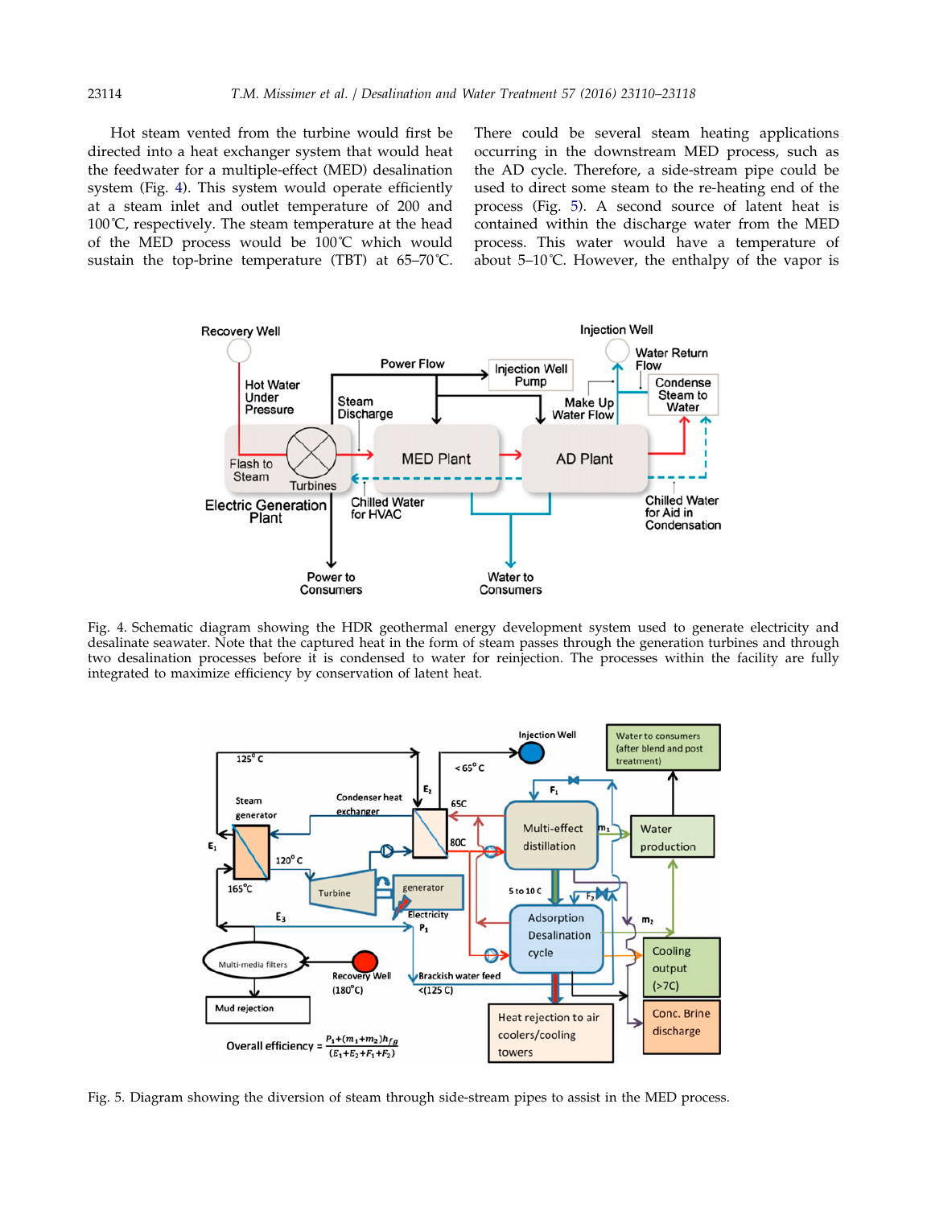Hot steam vented from the turbine would first be directed into a heat exchanger system that would heat the feedwater for a multiple-effect (MED) desalination system (Fig. 4). This system would operate efficiently at a steam inlet and outlet temperature of 200 and 100°C, respectively. The steam temperature at the head of the MED process would be 100°C which would sustain the top-brine temperature (TBT) at 65–70°C. There could be several steam heating applications occurring in the downstream MED process, such as the AD cycle. Therefore, a side-stream pipe could be used to direct some steam to the re-heating end of the process (Fig. 5). A second source of latent heat is contained within the discharge water from the MED process. This water would have a temperature of about 5–10°C. However, the enthalpy of the vapor is

Fig. 4. Schematic diagram showing the HDR geothermal energy development system used to generate electricity and desalinate seawater. Note that the captured heat in the form of steam passes through the generation turbines and through two desalination processes before it is condensed to water for reinjection. The processes within the facility are fully integrated to maximize efficiency by conservation of latent heat.

Fig. 5. Diagram showing the diversion of steam through side-stream pipes to assist in the MED process.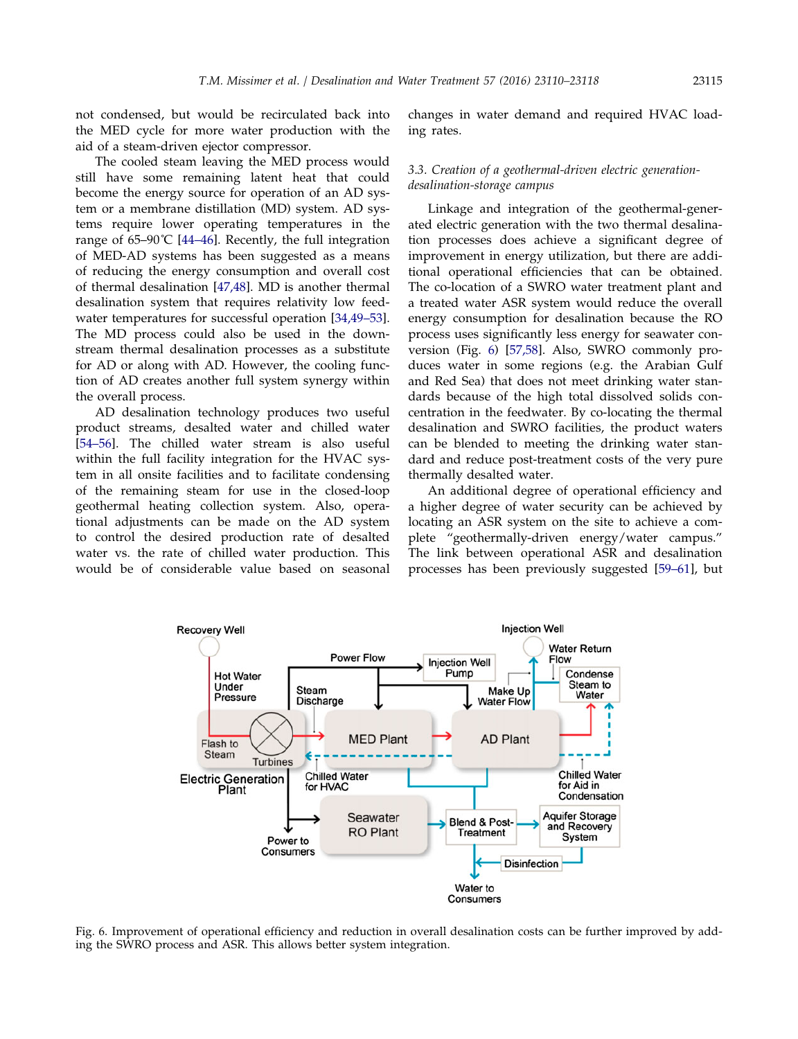not condensed, but would be recirculated back into the MED cycle for more water production with the aid of a steam-driven ejector compressor.

The cooled steam leaving the MED process would still have some remaining latent heat that could become the energy source for operation of an AD system or a membrane distillation (MD) system. AD systems require lower operating temperatures in the range of 65–90˚C [44–46]. Recently, the full integration of MED-AD systems has been suggested as a means of reducing the energy consumption and overall cost of thermal desalination [47,48]. MD is another thermal desalination system that requires relativity low feedwater temperatures for successful operation [34,49–53]. The MD process could also be used in the downstream thermal desalination processes as a substitute for AD or along with AD. However, the cooling function of AD creates another full system synergy within the overall process.

AD desalination technology produces two useful product streams, desalted water and chilled water [54–56]. The chilled water stream is also useful within the full facility integration for the HVAC system in all onsite facilities and to facilitate condensing of the remaining steam for use in the closed-loop geothermal heating collection system. Also, operational adjustments can be made on the AD system to control the desired production rate of desalted water vs. the rate of chilled water production. This would be of considerable value based on seasonal changes in water demand and required HVAC loading rates.

### 3.3. Creation of a geothermal-driven electric generation-desalination-storage campus

Linkage and integration of the geothermal-generated electric generation with the two thermal desalination processes does achieve a significant degree of improvement in energy utilization, but there are additional operational efficiencies that can be obtained. The co-location of a SWRO water treatment plant and a treated water ASR system would reduce the overall energy consumption for desalination because the RO process uses significantly less energy for seawater conversion (Fig. 6) [57,58]. Also, SWRO commonly produces water in some regions (e.g. the Arabian Gulf and Red Sea) that does not meet drinking water standards because of the high total dissolved solids concentration in the feedwater. By co-locating the thermal desalination and SWRO facilities, the product waters can be blended to meeting the drinking water standard and reduce post-treatment costs of the very pure thermally desalted water.

An additional degree of operational efficiency and a higher degree of water security can be achieved by locating an ASR system on the site to achieve a complete "geothermally-driven energy/water campus." The link between operational ASR and desalination processes has been previously suggested [59–61], but

Fig. 6. Improvement of operational efficiency and reduction in overall desalination costs can be further improved by adding the SWRO process and ASR. This allows better system integration.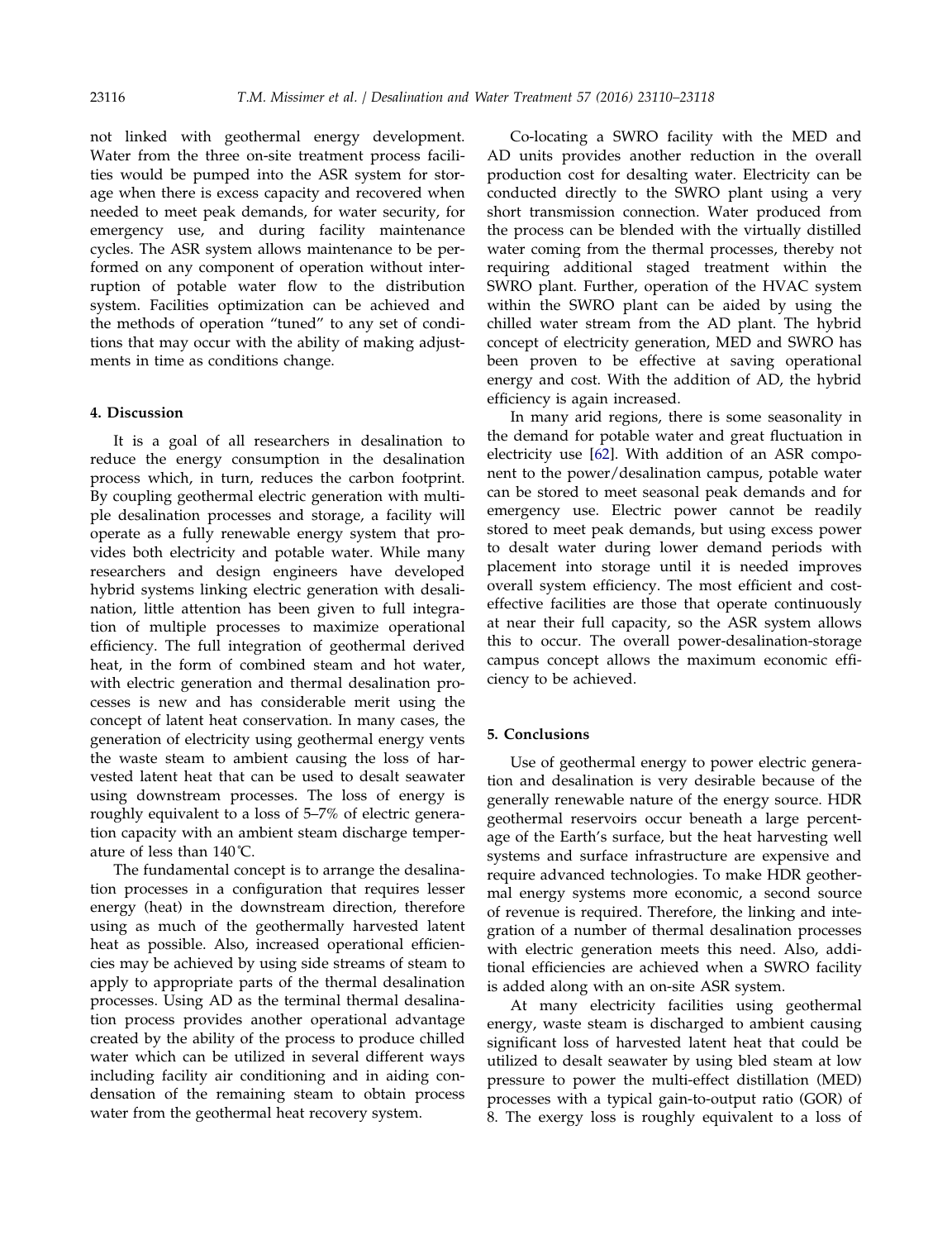not linked with geothermal energy development. Water from the three on-site treatment process facilities would be pumped into the ASR system for storage when there is excess capacity and recovered when needed to meet peak demands, for water security, for emergency use, and during facility maintenance cycles. The ASR system allows maintenance to be performed on any component of operation without interruption of potable water flow to the distribution system. Facilities optimization can be achieved and the methods of operation "tuned" to any set of conditions that may occur with the ability of making adjustments in time as conditions change.

## 4. Discussion

It is a goal of all researchers in desalination to reduce the energy consumption in the desalination process which, in turn, reduces the carbon footprint. By coupling geothermal electric generation with multiple desalination processes and storage, a facility will operate as a fully renewable energy system that provides both electricity and potable water. While many researchers and design engineers have developed hybrid systems linking electric generation with desalination, little attention has been given to full integration of multiple processes to maximize operational efficiency. The full integration of geothermal derived heat, in the form of combined steam and hot water, with electric generation and thermal desalination processes is new and has considerable merit using the concept of latent heat conservation. In many cases, the generation of electricity using geothermal energy vents the waste steam to ambient causing the loss of harvested latent heat that can be used to desalt seawater using downstream processes. The loss of energy is roughly equivalent to a loss of 5–7% of electric generation capacity with an ambient steam discharge temperature of less than 140°C.

The fundamental concept is to arrange the desalination processes in a configuration that requires lesser energy (heat) in the downstream direction, therefore using as much of the geothermally harvested latent heat as possible. Also, increased operational efficiencies may be achieved by using side streams of steam to apply to appropriate parts of the thermal desalination processes. Using AD as the terminal thermal desalination process provides another operational advantage created by the ability of the process to produce chilled water which can be utilized in several different ways including facility air conditioning and in aiding condensation of the remaining steam to obtain process water from the geothermal heat recovery system.

Co-locating a SWRO facility with the MED and AD units provides another reduction in the overall production cost for desalting water. Electricity can be conducted directly to the SWRO plant using a very short transmission connection. Water produced from the process can be blended with the virtually distilled water coming from the thermal processes, thereby not requiring additional staged treatment within the SWRO plant. Further, operation of the HVAC system within the SWRO plant can be aided by using the chilled water stream from the AD plant. The hybrid concept of electricity generation, MED and SWRO has been proven to be effective at saving operational energy and cost. With the addition of AD, the hybrid efficiency is again increased.

In many arid regions, there is some seasonality in the demand for potable water and great fluctuation in electricity use [62]. With addition of an ASR component to the power/desalination campus, potable water can be stored to meet seasonal peak demands and for emergency use. Electric power cannot be readily stored to meet peak demands, but using excess power to desalt water during lower demand periods with placement into storage until it is needed improves overall system efficiency. The most efficient and cost-effective facilities are those that operate continuously at near their full capacity, so the ASR system allows this to occur. The overall power-desalination-storage campus concept allows the maximum economic efficiency to be achieved.

## 5. Conclusions

Use of geothermal energy to power electric generation and desalination is very desirable because of the generally renewable nature of the energy source. HDR geothermal reservoirs occur beneath a large percentage of the Earth's surface, but the heat harvesting well systems and surface infrastructure are expensive and require advanced technologies. To make HDR geothermal energy systems more economic, a second source of revenue is required. Therefore, the linking and integration of a number of thermal desalination processes with electric generation meets this need. Also, additional efficiencies are achieved when a SWRO facility is added along with an on-site ASR system.

At many electricity facilities using geothermal energy, waste steam is discharged to ambient causing significant loss of harvested latent heat that could be utilized to desalt seawater by using bled steam at low pressure to power the multi-effect distillation (MED) processes with a typical gain-to-output ratio (GOR) of 8. The exergy loss is roughly equivalent to a loss of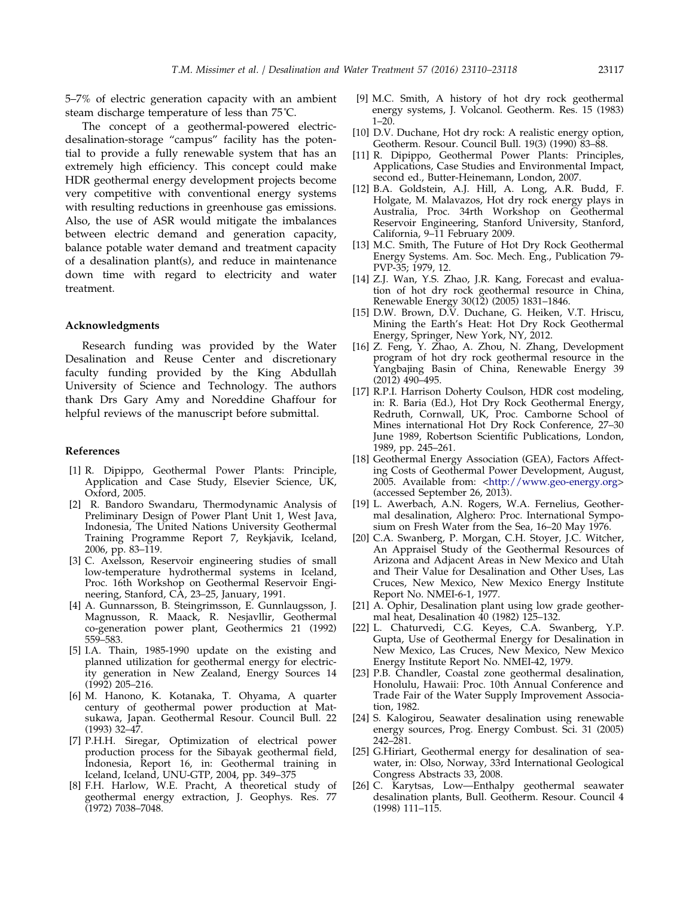5–7% of electric generation capacity with an ambient steam discharge temperature of less than 75˚C.

The concept of a geothermal-powered electric-desalination-storage "campus" facility has the potential to provide a fully renewable system that has an extremely high efficiency. This concept could make HDR geothermal energy development projects become very competitive with conventional energy systems with resulting reductions in greenhouse gas emissions. Also, the use of ASR would mitigate the imbalances between electric demand and generation capacity, balance potable water demand and treatment capacity of a desalination plant(s), and reduce in maintenance down time with regard to electricity and water treatment.

## Acknowledgments

Research funding was provided by the Water Desalination and Reuse Center and discretionary faculty funding provided by the King Abdullah University of Science and Technology. The authors thank Drs Gary Amy and Noreddine Ghaffour for helpful reviews of the manuscript before submittal.

## References

[1] R. Dipippo, Geothermal Power Plants: Principle, Application and Case Study, Elsevier Science, UK, Oxford, 2005.

[2] R. Bandoro Swandaru, Thermodynamic Analysis of Preliminary Design of Power Plant Unit 1, West Java, Indonesia, The United Nations University Geothermal Training Programme Report 7, Reykjavik, Iceland, 2006, pp. 83–119.

[3] C. Axelsson, Reservoir engineering studies of small low-temperature hydrothermal systems in Iceland, Proc. 16th Workshop on Geothermal Reservoir Engineering, Stanford, CA, 23–25, January, 1991.

[4] A. Gunnarsson, B. Steingrimsson, E. Gunnlaugsson, J. Magnusson, R. Maack, R. Nesjavllir, Geothermal co-generation power plant, Geothermics 21 (1992) 559–583.

[5] I.A. Thain, 1985-1990 update on the existing and planned utilization for geothermal energy for electricity generation in New Zealand, Energy Sources 14 (1992) 205–216.

[6] M. Hanono, K. Kotanaka, T. Ohyama, A quarter century of geothermal power production at Matsukawa, Japan. Geotherm. Resour. Council Bull. 22 (1993) 32–47.

[7] P.H.H. Siregar, Optimization of electrical power production process for the Sibayak geothermal field, Indonesia, Report 16, in: Geothermal training in Iceland, Iceland, UNU-GTP, 2004, pp. 349–375

[8] F.H. Harlow, W.E. Pracht, A theoretical study of geothermal energy extraction, J. Geophys. Res. 77 (1972) 7038–7048.

[9] M.C. Smith, A history of hot dry rock geothermal energy systems, J. Volcanol. Geotherm. Res. 15 (1983) 1–20.

[10] D.V. Duchane, Hot dry rock: A realistic energy option, Geotherm. Resour. Council Bull. 19(3) (1990) 83–88.

[11] R. Dipippo, Geothermal Power Plants: Principles, Applications, Case Studies and Environmental Impact, second ed., Butter-Heinemann, London, 2007.

[12] B.A. Goldstein, A.J. Hill, A. Long, A.R. Budd, F. Holgate, M. Malavazos, Hot dry rock energy plays in Australia, Proc. 34rth Workshop on Geothermal Reservoir Engineering, Stanford University, Stanford, California, 9–11 February 2009.

[13] M.C. Smith, The Future of Hot Dry Rock Geothermal Energy Systems. Am. Soc. Mech. Eng., Publication 79-PVP-35; 1979, 12.

[14] Z.J. Wan, Y.S. Zhao, J.R. Kang, Forecast and evaluation of hot dry rock geothermal resource in China, Renewable Energy 30(12) (2005) 1831–1846.

[15] D.W. Brown, D.V. Duchane, G. Heiken, V.T. Hriscu, Mining the Earth's Heat: Hot Dry Rock Geothermal Energy, Springer, New York, NY, 2012.

[16] Z. Feng, Y. Zhao, A. Zhou, N. Zhang, Development program of hot dry rock geothermal resource in the Yangbajing Basin of China, Renewable Energy 39 (2012) 490–495.

[17] R.P.I. Harrison Doherty Coulson, HDR cost modeling, in: R. Baria (Ed.), Hot Dry Rock Geothermal Energy, Redruth, Cornwall, UK, Proc. Camborne School of Mines international Hot Dry Rock Conference, 27–30 June 1989, Robertson Scientific Publications, London, 1989, pp. 245–261.

[18] Geothermal Energy Association (GEA), Factors Affecting Costs of Geothermal Power Development, August, 2005. Available from: <http://www.geo-energy.org> (accessed September 26, 2013).

[19] L. Awerbach, A.N. Rogers, W.A. Fernelius, Geothermal desalination, Alghero: Proc. International Symposium on Fresh Water from the Sea, 16–20 May 1976.

[20] C.A. Swanberg, P. Morgan, C.H. Stoyer, J.C. Witcher, An Appraisel Study of the Geothermal Resources of Arizona and Adjacent Areas in New Mexico and Utah and Their Value for Desalination and Other Uses, Las Cruces, New Mexico, New Mexico Energy Institute Report No. NMEI-6-1, 1977.

[21] A. Ophir, Desalination plant using low grade geothermal heat, Desalination 40 (1982) 125–132.

[22] L. Chaturvedi, C.G. Keyes, C.A. Swanberg, Y.P. Gupta, Use of Geothermal Energy for Desalination in New Mexico, Las Cruces, New Mexico, New Mexico Energy Institute Report No. NMEI-42, 1979.

[23] P.B. Chandler, Coastal zone geothermal desalination, Honolulu, Hawaii: Proc. 10th Annual Conference and Trade Fair of the Water Supply Improvement Association, 1982.

[24] S. Kalogirou, Seawater desalination using renewable energy sources, Prog. Energy Combust. Sci. 31 (2005) 242–281.

[25] G.Hiriart, Geothermal energy for desalination of seawater, in: Olso, Norway, 33rd International Geological Congress Abstracts 33, 2008.

[26] C. Karytsas, Low—Enthalpy geothermal seawater desalination plants, Bull. Geotherm. Resour. Council 4 (1998) 111–115.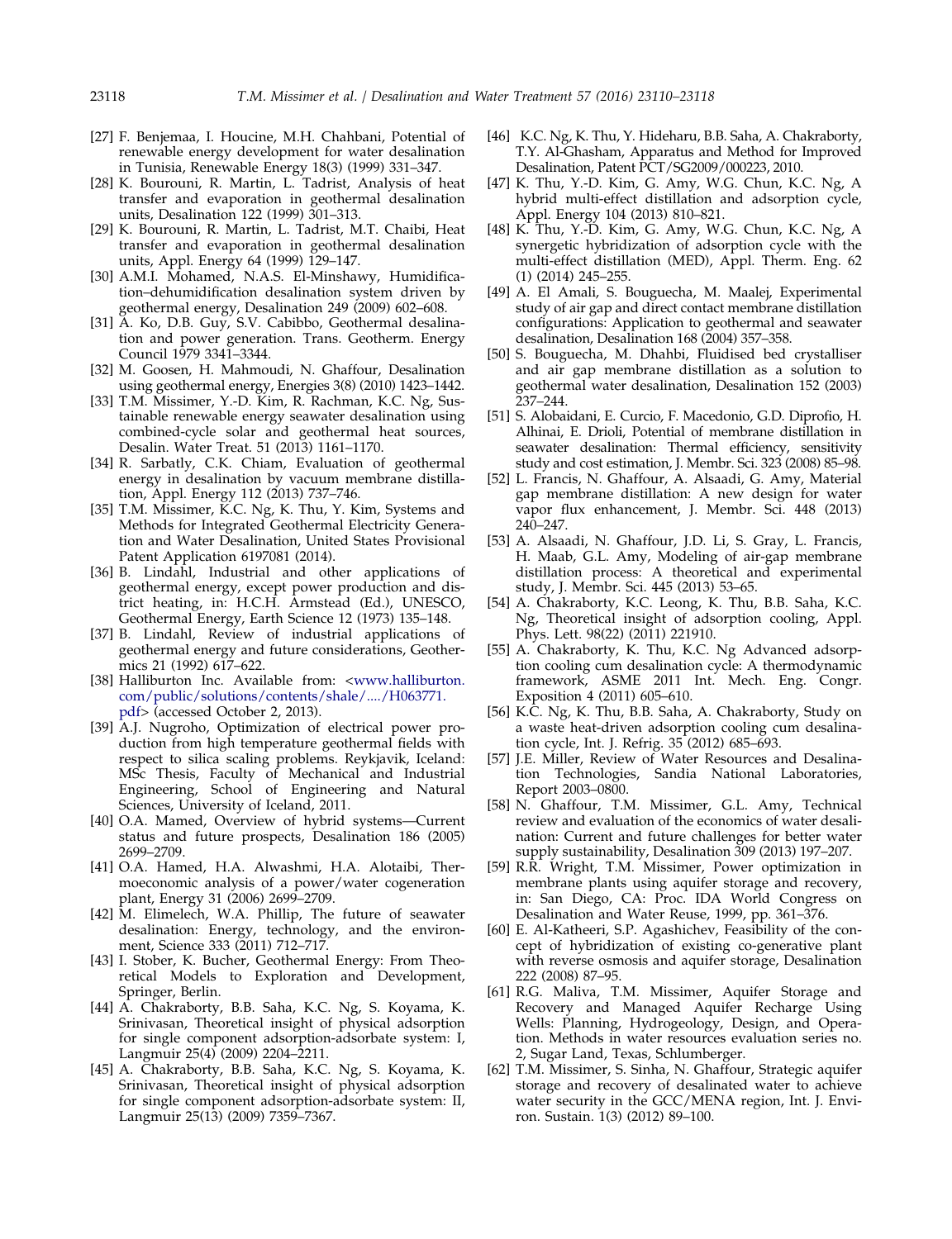[27] F. Benjemaa, I. Houcine, M.H. Chahbani, Potential of renewable energy development for water desalination in Tunisia, Renewable Energy 18(3) (1999) 331–347.

[28] K. Bourouni, R. Martin, L. Tadrist, Analysis of heat transfer and evaporation in geothermal desalination units, Desalination 122 (1999) 301–313.

[29] K. Bourouni, R. Martin, L. Tadrist, M.T. Chaibi, Heat transfer and evaporation in geothermal desalination units, Appl. Energy 64 (1999) 129–147.

[30] A.M.I. Mohamed, N.A.S. El-Minshawy, Humidification–dehumidification desalination system driven by geothermal energy, Desalination 249 (2009) 602–608.

[31] A. Ko, D.B. Guy, S.V. Cabibbo, Geothermal desalination and power generation. Trans. Geotherm. Energy Council 1979 3341–3344.

[32] M. Goosen, H. Mahmoudi, N. Ghaffour, Desalination using geothermal energy, Energies 3(8) (2010) 1423–1442.

[33] T.M. Missimer, Y.-D. Kim, R. Rachman, K.C. Ng, Sustainable renewable energy seawater desalination using combined-cycle solar and geothermal heat sources, Desalin. Water Treat. 51 (2013) 1161–1170.

[34] R. Sarbatly, C.K. Chiam, Evaluation of geothermal energy in desalination by vacuum membrane distillation, Appl. Energy 112 (2013) 737–746.

[35] T.M. Missimer, K.C. Ng, K. Thu, Y. Kim, Systems and Methods for Integrated Geothermal Electricity Generation and Water Desalination, United States Provisional Patent Application 6197081 (2014).

[36] B. Lindahl, Industrial and other applications of geothermal energy, except power production and district heating, in: H.C.H. Armstead (Ed.), UNESCO, Geothermal Energy, Earth Science 12 (1973) 135–148.

[37] B. Lindahl, Review of industrial applications of geothermal energy and future considerations, Geothermics 21 (1992) 617–622.

[38] Halliburton Inc. Available from: <www.halliburton.com/public/solutions/contents/shale/..../H063771.pdf> (accessed October 2, 2013).

[39] A.J. Nugroho, Optimization of electrical power production from high temperature geothermal fields with respect to silica scaling problems. Reykjavik, Iceland: MSc Thesis, Faculty of Mechanical and Industrial Engineering, School of Engineering and Natural Sciences, University of Iceland, 2011.

[40] O.A. Mamed, Overview of hybrid systems—Current status and future prospects, Desalination 186 (2005) 2699–2709.

[41] O.A. Hamed, H.A. Alwashmi, H.A. Alotaibi, Thermoeconomic analysis of a power/water cogeneration plant, Energy 31 (2006) 2699–2709.

[42] M. Elimelech, W.A. Phillip, The future of seawater desalination: Energy, technology, and the environment, Science 333 (2011) 712–717.

[43] I. Stober, K. Bucher, Geothermal Energy: From Theoretical Models to Exploration and Development, Springer, Berlin.

[44] A. Chakraborty, B.B. Saha, K.C. Ng, S. Koyama, K. Srinivasan, Theoretical insight of physical adsorption for single component adsorption-adsorbate system: I, Langmuir 25(4) (2009) 2204–2211.

[45] A. Chakraborty, B.B. Saha, K.C. Ng, S. Koyama, K. Srinivasan, Theoretical insight of physical adsorption for single component adsorption-adsorbate system: II, Langmuir 25(13) (2009) 7359–7367.

[46] K.C. Ng, K. Thu, Y. Hideharu, B.B. Saha, A. Chakraborty, T.Y. Al-Ghasham, Apparatus and Method for Improved Desalination, Patent PCT/SG2009/000223, 2010.

[47] K. Thu, Y.-D. Kim, G. Amy, W.G. Chun, K.C. Ng, A hybrid multi-effect distillation and adsorption cycle, Appl. Energy 104 (2013) 810–821.

[48] K. Thu, Y.-D. Kim, G. Amy, W.G. Chun, K.C. Ng, A synergetic hybridization of adsorption cycle with the multi-effect distillation (MED), Appl. Therm. Eng. 62 (1) (2014) 245–255.

[49] A. El Amali, S. Bouguecha, M. Maalej, Experimental study of air gap and direct contact membrane distillation configurations: Application to geothermal and seawater desalination, Desalination 168 (2004) 357–358.

[50] S. Bouguecha, M. Dhahbi, Fluidised bed crystalliser and air gap membrane distillation as a solution to geothermal water desalination, Desalination 152 (2003) 237–244.

[51] S. Alobaidani, E. Curcio, F. Macedonio, G.D. Diprofio, H. Alhinai, E. Drioli, Potential of membrane distillation in seawater desalination: Thermal efficiency, sensitivity study and cost estimation, J. Membr. Sci. 323 (2008) 85–98.

[52] L. Francis, N. Ghaffour, A. Alsaadi, G. Amy, Material gap membrane distillation: A new design for water vapor flux enhancement, J. Membr. Sci. 448 (2013) 240–247.

[53] A. Alsaadi, N. Ghaffour, J.D. Li, S. Gray, L. Francis, H. Maab, G.L. Amy, Modeling of air-gap membrane distillation process: A theoretical and experimental study, J. Membr. Sci. 445 (2013) 53–65.

[54] A. Chakraborty, K.C. Leong, K. Thu, B.B. Saha, K.C. Ng, Theoretical insight of adsorption cooling, Appl. Phys. Lett. 98(22) (2011) 221910.

[55] A. Chakraborty, K. Thu, K.C. Ng Advanced adsorption cooling cum desalination cycle: A thermodynamic framework, ASME 2011 Int. Mech. Eng. Congr. Exposition 4 (2011) 605–610.

[56] K.C. Ng, K. Thu, B.B. Saha, A. Chakraborty, Study on a waste heat-driven adsorption cooling cum desalination cycle, Int. J. Refrig. 35 (2012) 685–693.

[57] J.E. Miller, Review of Water Resources and Desalination Technologies, Sandia National Laboratories, Report 2003–0800.

[58] N. Ghaffour, T.M. Missimer, G.L. Amy, Technical review and evaluation of the economics of water desalination: Current and future challenges for better water supply sustainability, Desalination 309 (2013) 197–207.

[59] R.R. Wright, T.M. Missimer, Power optimization in membrane plants using aquifer storage and recovery, in: San Diego, CA: Proc. IDA World Congress on Desalination and Water Reuse, 1999, pp. 361–376.

[60] E. Al-Katheeri, S.P. Agashichev, Feasibility of the concept of hybridization of existing co-generative plant with reverse osmosis and aquifer storage, Desalination 222 (2008) 87–95.

[61] R.G. Maliva, T.M. Missimer, Aquifer Storage and Recovery and Managed Aquifer Recharge Using Wells: Planning, Hydrogeology, Design, and Operation. Methods in water resources evaluation series no. 2, Sugar Land, Texas, Schlumberger.

[62] T.M. Missimer, S. Sinha, N. Ghaffour, Strategic aquifer storage and recovery of desalinated water to achieve water security in the GCC/MENA region, Int. J. Environ. Sustain. 1(3) (2012) 89–100.